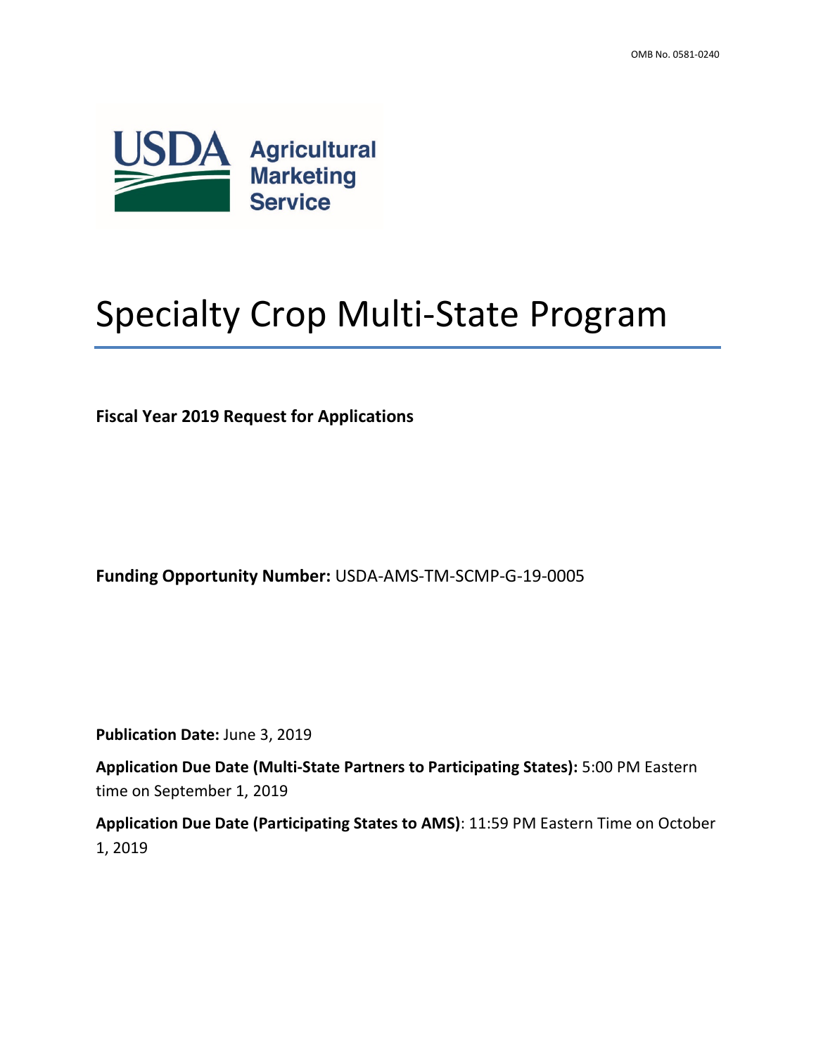OMB No. 0581-0240

USDA Agricultural Marketing Service

# Specialty Crop Multi-State Program

**Fiscal Year 2019 Request for Applications**

**Funding Opportunity Number:** USDA-AMS-TM-SCMP-G-19-0005

**Publication Date:** June 3, 2019

**Application Due Date (Multi-State Partners to Participating States):** 5:00 PM Eastern time on September 1, 2019

**Application Due Date (Participating States to AMS)**: 11:59 PM Eastern Time on October 1, 2019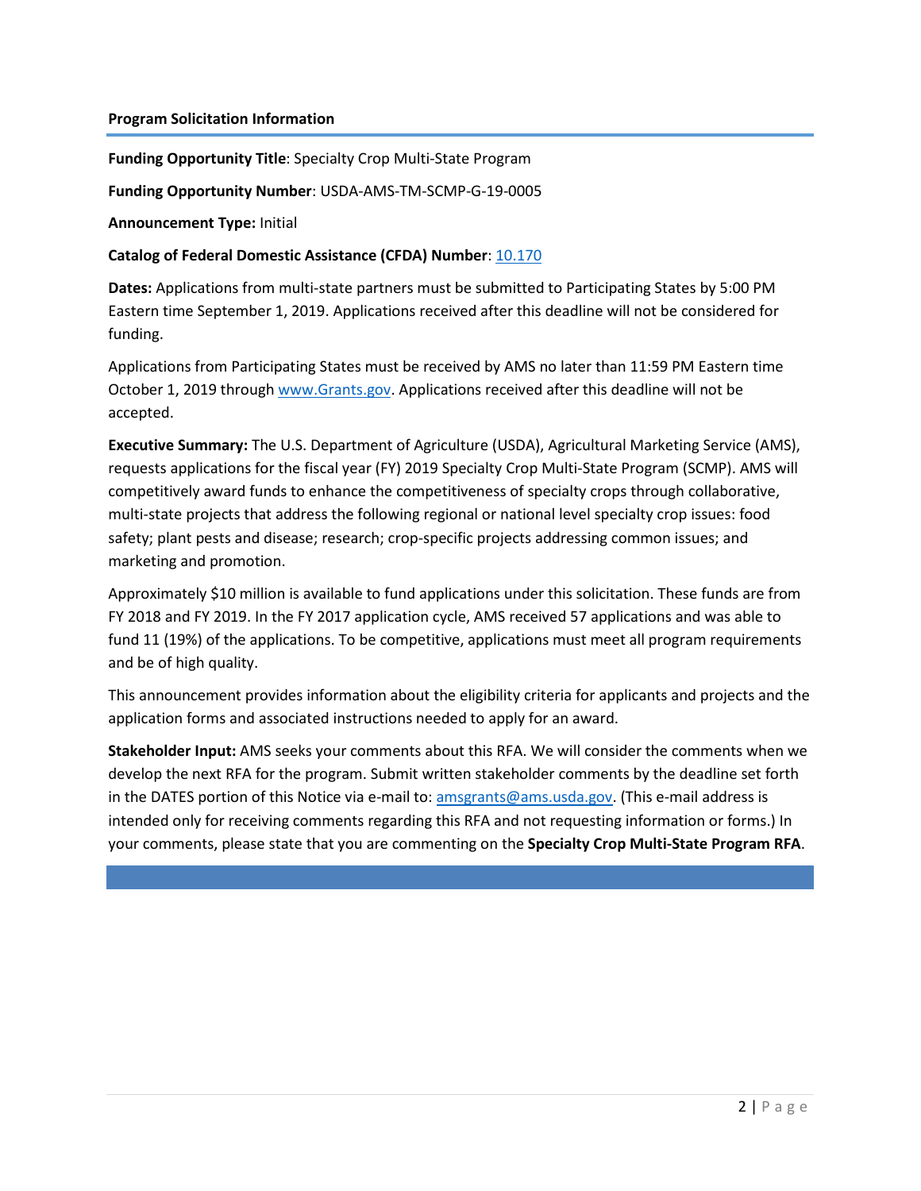**Program Solicitation Information**

**Funding Opportunity Title**: Specialty Crop Multi-State Program

**Funding Opportunity Number**: USDA-AMS-TM-SCMP-G-19-0005

**Announcement Type:** Initial

**Catalog of Federal Domestic Assistance (CFDA) Number**: 10.170

**Dates:** Applications from multi-state partners must be submitted to Participating States by 5:00 PM Eastern time September 1, 2019. Applications received after this deadline will not be considered for funding.

Applications from Participating States must be received by AMS no later than 11:59 PM Eastern time October 1, 2019 through www.Grants.gov. Applications received after this deadline will not be accepted.

**Executive Summary:** The U.S. Department of Agriculture (USDA), Agricultural Marketing Service (AMS), requests applications for the fiscal year (FY) 2019 Specialty Crop Multi-State Program (SCMP). AMS will competitively award funds to enhance the competitiveness of specialty crops through collaborative, multi-state projects that address the following regional or national level specialty crop issues: food safety; plant pests and disease; research; crop-specific projects addressing common issues; and marketing and promotion.

Approximately $10 million is available to fund applications under this solicitation. These funds are from FY 2018 and FY 2019. In the FY 2017 application cycle, AMS received 57 applications and was able to fund 11 (19%) of the applications. To be competitive, applications must meet all program requirements and be of high quality.

This announcement provides information about the eligibility criteria for applicants and projects and the application forms and associated instructions needed to apply for an award.

**Stakeholder Input:** AMS seeks your comments about this RFA. We will consider the comments when we develop the next RFA for the program. Submit written stakeholder comments by the deadline set forth in the DATES portion of this Notice via e-mail to: amsgrants@ams.usda.gov. (This e-mail address is intended only for receiving comments regarding this RFA and not requesting information or forms.) In your comments, please state that you are commenting on the **Specialty Crop Multi-State Program RFA**.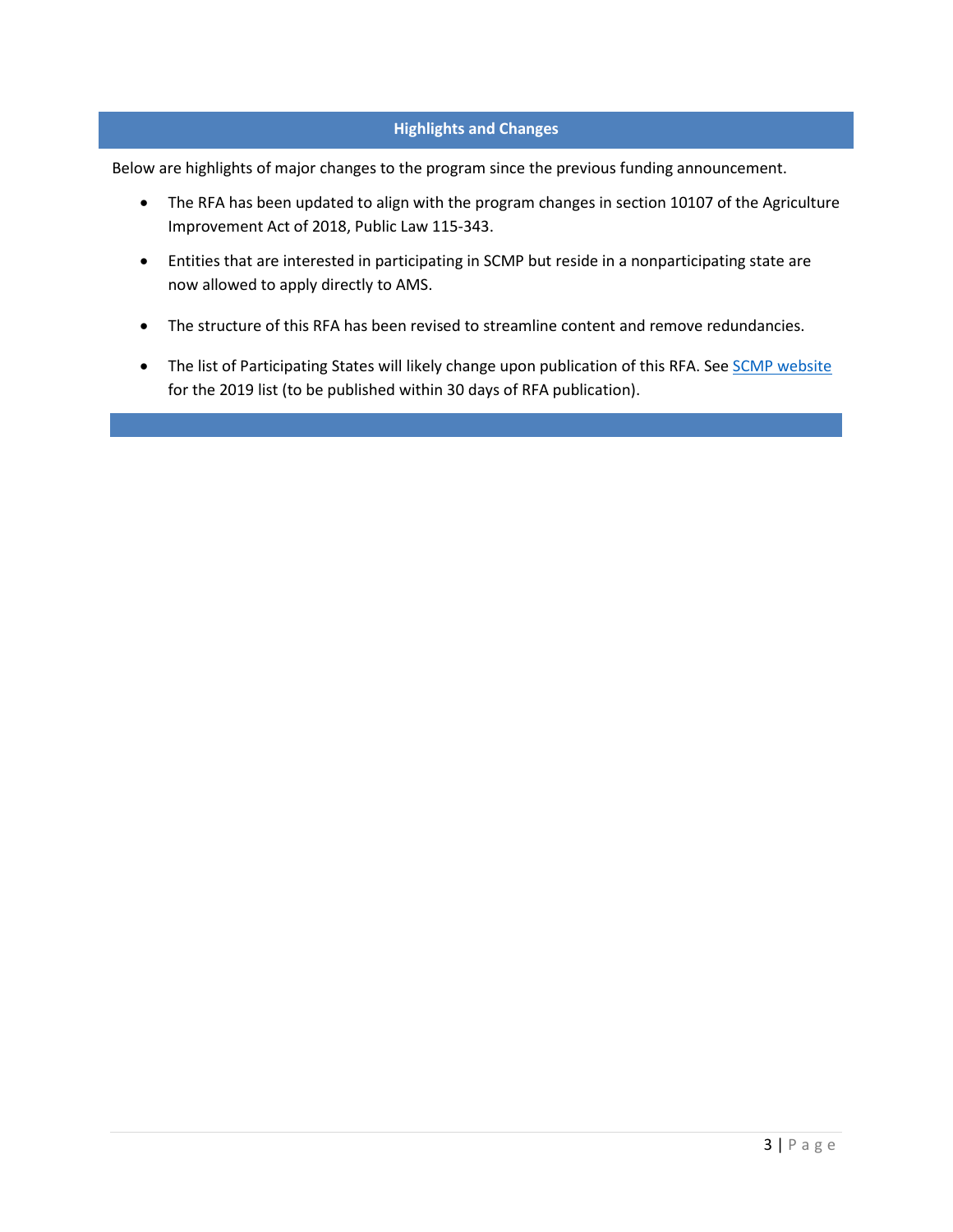## Highlights and Changes

Below are highlights of major changes to the program since the previous funding announcement.

- The RFA has been updated to align with the program changes in section 10107 of the Agriculture Improvement Act of 2018, Public Law 115-343.
- Entities that are interested in participating in SCMP but reside in a nonparticipating state are now allowed to apply directly to AMS.
- The structure of this RFA has been revised to streamline content and remove redundancies.
- The list of Participating States will likely change upon publication of this RFA. See SCMP website for the 2019 list (to be published within 30 days of RFA publication).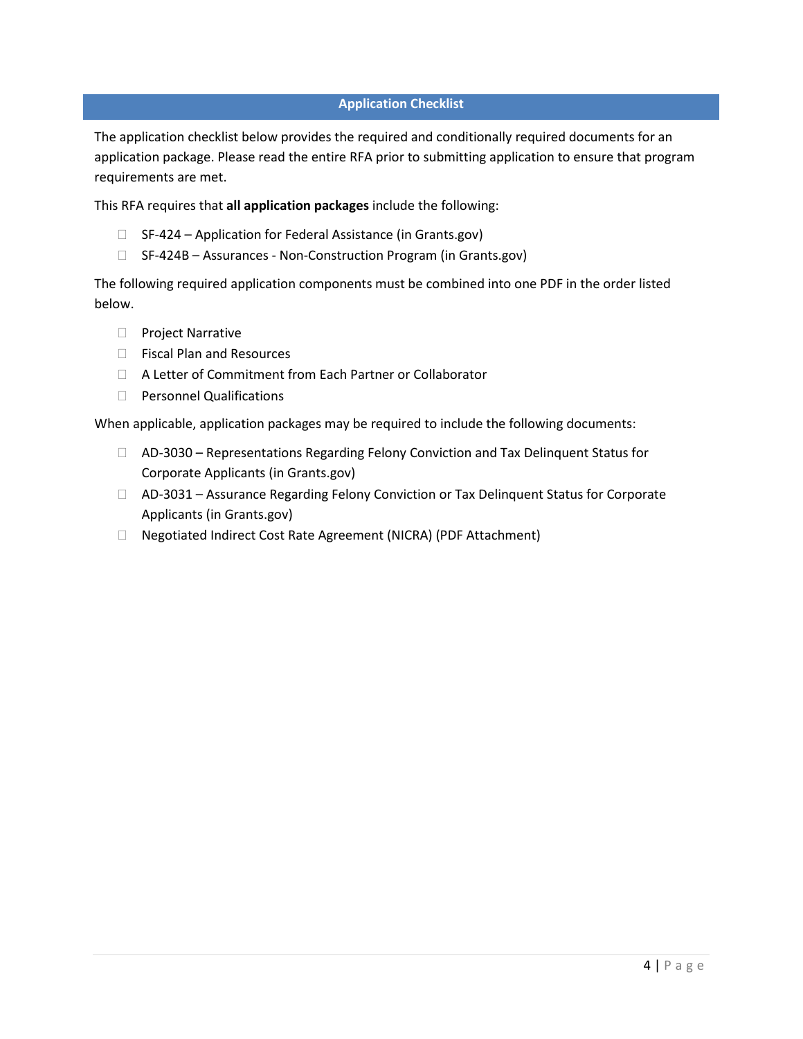## Application Checklist

The application checklist below provides the required and conditionally required documents for an application package. Please read the entire RFA prior to submitting application to ensure that program requirements are met.

This RFA requires that **all application packages** include the following:

- ☐ SF-424 – Application for Federal Assistance (in Grants.gov)
- ☐ SF-424B – Assurances - Non-Construction Program (in Grants.gov)

The following required application components must be combined into one PDF in the order listed below.

- ☐ Project Narrative
- ☐ Fiscal Plan and Resources
- ☐ A Letter of Commitment from Each Partner or Collaborator
- ☐ Personnel Qualifications

When applicable, application packages may be required to include the following documents:

- ☐ AD-3030 – Representations Regarding Felony Conviction and Tax Delinquent Status for Corporate Applicants (in Grants.gov)
- ☐ AD-3031 – Assurance Regarding Felony Conviction or Tax Delinquent Status for Corporate Applicants (in Grants.gov)
- ☐ Negotiated Indirect Cost Rate Agreement (NICRA) (PDF Attachment)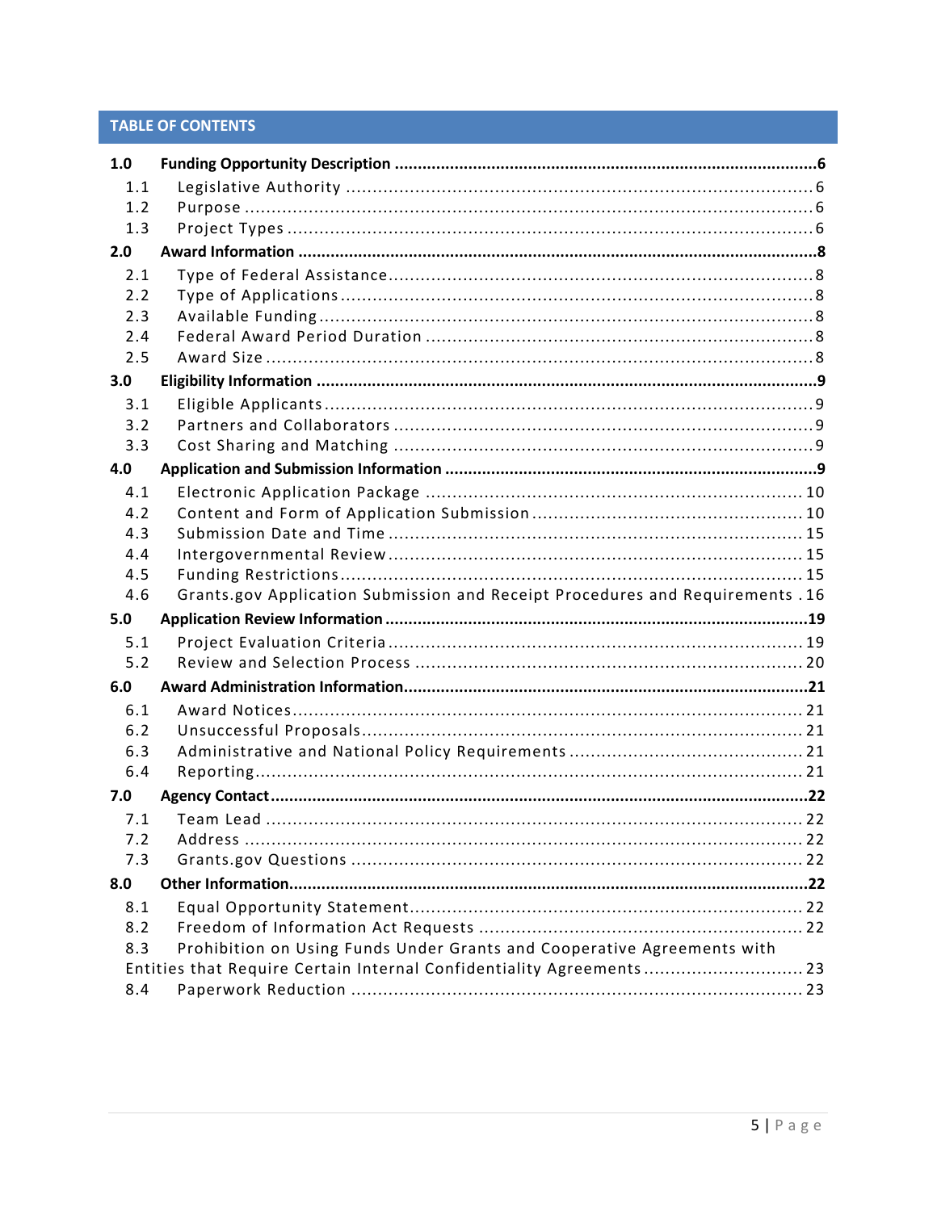## TABLE OF CONTENTS

**1.0 Funding Opportunity Description ............................................................. 6**

- 1.1 Legislative Authority ............................................................. 6
- 1.2 Purpose ............................................................. 6
- 1.3 Project Types ............................................................. 6

**2.0 Award Information ............................................................. 8**

- 2.1 Type of Federal Assistance ............................................................. 8
- 2.2 Type of Applications ............................................................. 8
- 2.3 Available Funding ............................................................. 8
- 2.4 Federal Award Period Duration ............................................................. 8
- 2.5 Award Size ............................................................. 8

**3.0 Eligibility Information ............................................................. 9**

- 3.1 Eligible Applicants ............................................................. 9
- 3.2 Partners and Collaborators ............................................................. 9
- 3.3 Cost Sharing and Matching ............................................................. 9

**4.0 Application and Submission Information ............................................................. 9**

- 4.1 Electronic Application Package ............................................................. 10
- 4.2 Content and Form of Application Submission ............................................................. 10
- 4.3 Submission Date and Time ............................................................. 15
- 4.4 Intergovernmental Review ............................................................. 15
- 4.5 Funding Restrictions ............................................................. 15
- 4.6 Grants.gov Application Submission and Receipt Procedures and Requirements . 16

**5.0 Application Review Information ............................................................. 19**

- 5.1 Project Evaluation Criteria ............................................................. 19
- 5.2 Review and Selection Process ............................................................. 20

**6.0 Award Administration Information ............................................................. 21**

- 6.1 Award Notices ............................................................. 21
- 6.2 Unsuccessful Proposals ............................................................. 21
- 6.3 Administrative and National Policy Requirements ............................................................. 21
- 6.4 Reporting ............................................................. 21

**7.0 Agency Contact ............................................................. 22**

- 7.1 Team Lead ............................................................. 22
- 7.2 Address ............................................................. 22
- 7.3 Grants.gov Questions ............................................................. 22

**8.0 Other Information ............................................................. 22**

- 8.1 Equal Opportunity Statement ............................................................. 22
- 8.2 Freedom of Information Act Requests ............................................................. 22
- 8.3 Prohibition on Using Funds Under Grants and Cooperative Agreements with Entities that Require Certain Internal Confidentiality Agreements ............................................................. 23
- 8.4 Paperwork Reduction ............................................................. 23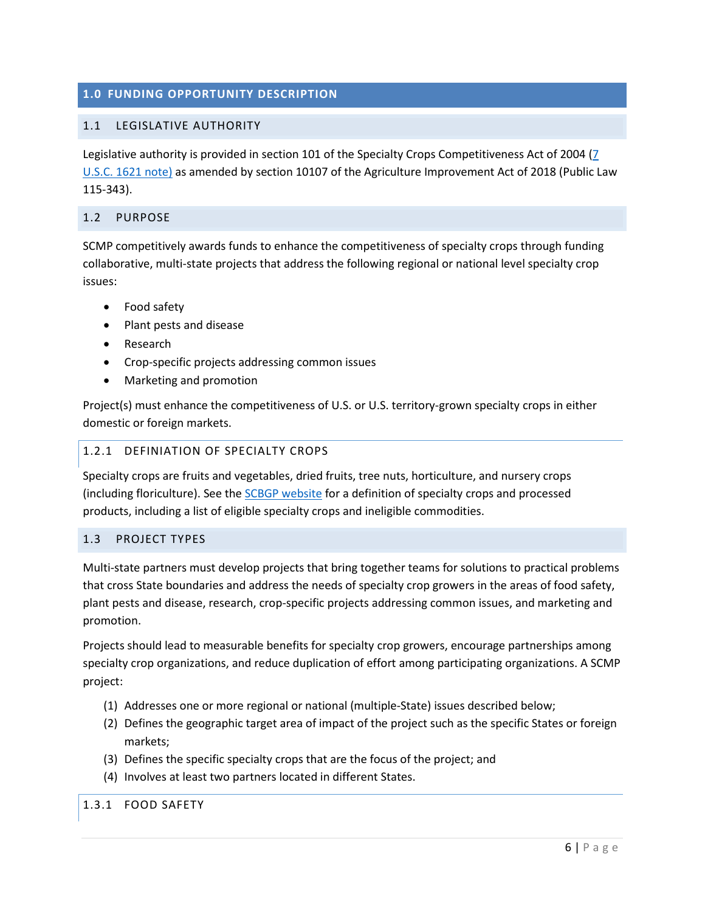# 1.0 FUNDING OPPORTUNITY DESCRIPTION

## 1.1 LEGISLATIVE AUTHORITY

Legislative authority is provided in section 101 of the Specialty Crops Competitiveness Act of 2004 ([7 U.S.C. 1621 note)](#) as amended by section 10107 of the Agriculture Improvement Act of 2018 (Public Law 115-343).

## 1.2 PURPOSE

SCMP competitively awards funds to enhance the competitiveness of specialty crops through funding collaborative, multi-state projects that address the following regional or national level specialty crop issues:

- Food safety
- Plant pests and disease
- Research
- Crop-specific projects addressing common issues
- Marketing and promotion

Project(s) must enhance the competitiveness of U.S. or U.S. territory-grown specialty crops in either domestic or foreign markets.

### 1.2.1 DEFINIATION OF SPECIALTY CROPS

Specialty crops are fruits and vegetables, dried fruits, tree nuts, horticulture, and nursery crops (including floriculture). See the [SCBGP website](#) for a definition of specialty crops and processed products, including a list of eligible specialty crops and ineligible commodities.

## 1.3 PROJECT TYPES

Multi-state partners must develop projects that bring together teams for solutions to practical problems that cross State boundaries and address the needs of specialty crop growers in the areas of food safety, plant pests and disease, research, crop-specific projects addressing common issues, and marketing and promotion.

Projects should lead to measurable benefits for specialty crop growers, encourage partnerships among specialty crop organizations, and reduce duplication of effort among participating organizations. A SCMP project:

(1) Addresses one or more regional or national (multiple-State) issues described below;
(2) Defines the geographic target area of impact of the project such as the specific States or foreign markets;
(3) Defines the specific specialty crops that are the focus of the project; and
(4) Involves at least two partners located in different States.

### 1.3.1 FOOD SAFETY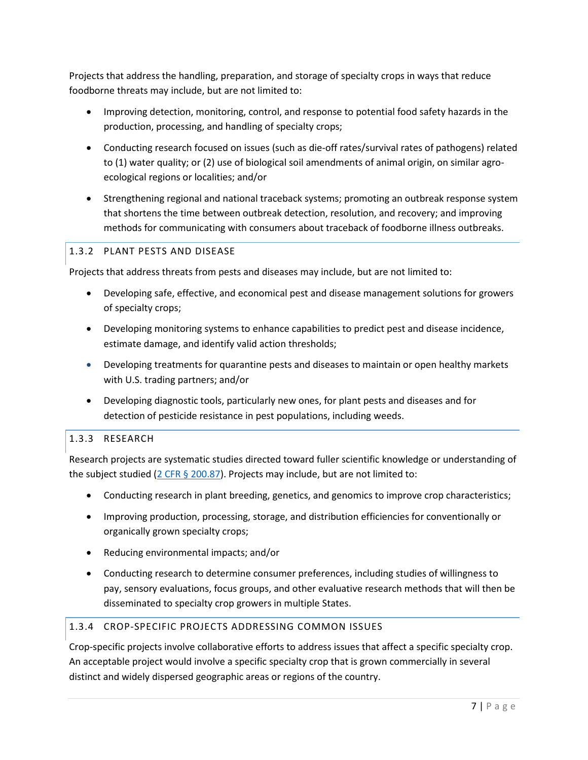Projects that address the handling, preparation, and storage of specialty crops in ways that reduce foodborne threats may include, but are not limited to:

- Improving detection, monitoring, control, and response to potential food safety hazards in the production, processing, and handling of specialty crops;
- Conducting research focused on issues (such as die-off rates/survival rates of pathogens) related to (1) water quality; or (2) use of biological soil amendments of animal origin, on similar agro-ecological regions or localities; and/or
- Strengthening regional and national traceback systems; promoting an outbreak response system that shortens the time between outbreak detection, resolution, and recovery; and improving methods for communicating with consumers about traceback of foodborne illness outbreaks.

### 1.3.2 PLANT PESTS AND DISEASE

Projects that address threats from pests and diseases may include, but are not limited to:

- Developing safe, effective, and economical pest and disease management solutions for growers of specialty crops;
- Developing monitoring systems to enhance capabilities to predict pest and disease incidence, estimate damage, and identify valid action thresholds;
- Developing treatments for quarantine pests and diseases to maintain or open healthy markets with U.S. trading partners; and/or
- Developing diagnostic tools, particularly new ones, for plant pests and diseases and for detection of pesticide resistance in pest populations, including weeds.

### 1.3.3 RESEARCH

Research projects are systematic studies directed toward fuller scientific knowledge or understanding of the subject studied (2 CFR § 200.87). Projects may include, but are not limited to:

- Conducting research in plant breeding, genetics, and genomics to improve crop characteristics;
- Improving production, processing, storage, and distribution efficiencies for conventionally or organically grown specialty crops;
- Reducing environmental impacts; and/or
- Conducting research to determine consumer preferences, including studies of willingness to pay, sensory evaluations, focus groups, and other evaluative research methods that will then be disseminated to specialty crop growers in multiple States.

### 1.3.4 CROP-SPECIFIC PROJECTS ADDRESSING COMMON ISSUES

Crop-specific projects involve collaborative efforts to address issues that affect a specific specialty crop. An acceptable project would involve a specific specialty crop that is grown commercially in several distinct and widely dispersed geographic areas or regions of the country.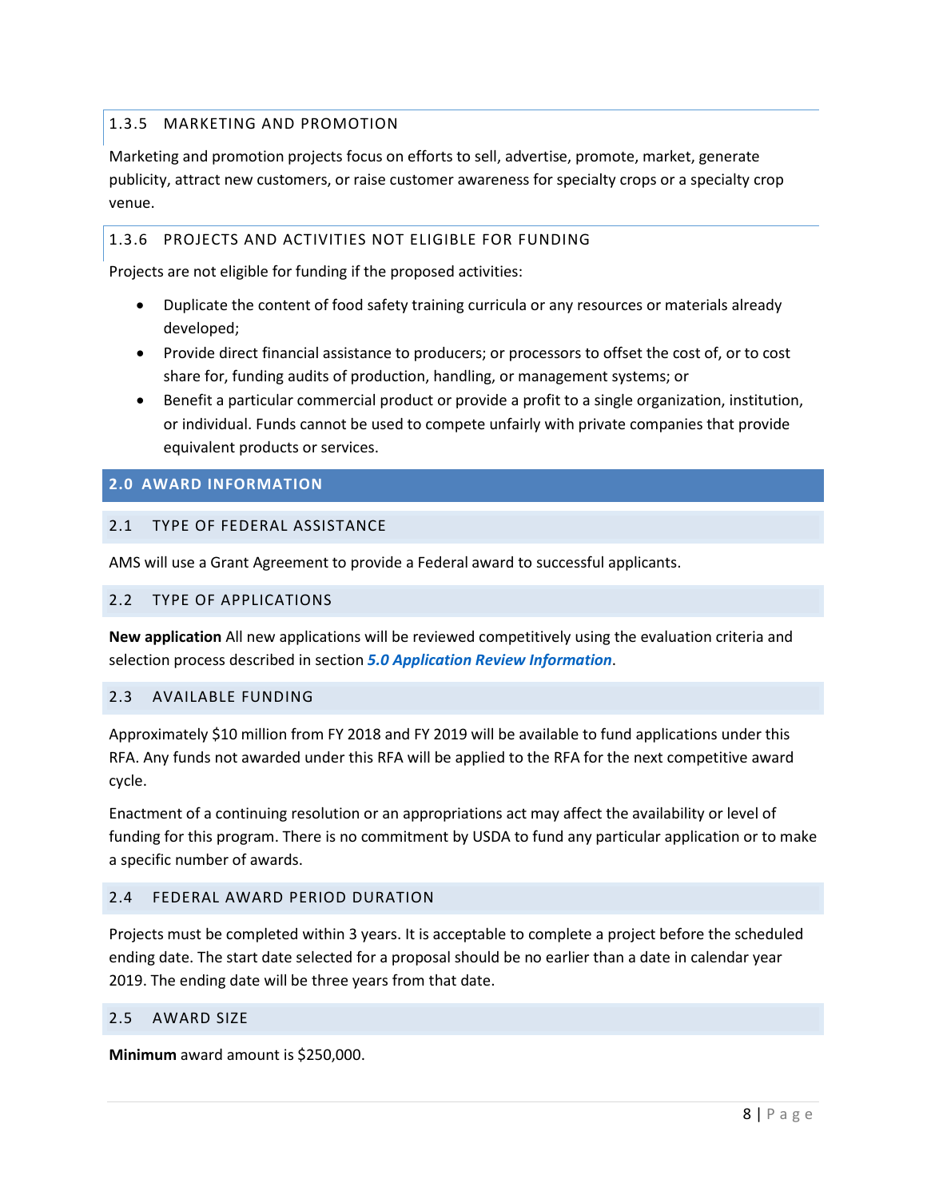### 1.3.5 MARKETING AND PROMOTION

Marketing and promotion projects focus on efforts to sell, advertise, promote, market, generate publicity, attract new customers, or raise customer awareness for specialty crops or a specialty crop venue.

### 1.3.6 PROJECTS AND ACTIVITIES NOT ELIGIBLE FOR FUNDING

Projects are not eligible for funding if the proposed activities:

- Duplicate the content of food safety training curricula or any resources or materials already developed;
- Provide direct financial assistance to producers; or processors to offset the cost of, or to cost share for, funding audits of production, handling, or management systems; or
- Benefit a particular commercial product or provide a profit to a single organization, institution, or individual. Funds cannot be used to compete unfairly with private companies that provide equivalent products or services.

# 2.0 AWARD INFORMATION

## 2.1 TYPE OF FEDERAL ASSISTANCE

AMS will use a Grant Agreement to provide a Federal award to successful applicants.

## 2.2 TYPE OF APPLICATIONS

**New application** All new applications will be reviewed competitively using the evaluation criteria and selection process described in section ***5.0 Application Review Information***.

## 2.3 AVAILABLE FUNDING

Approximately $10 million from FY 2018 and FY 2019 will be available to fund applications under this RFA. Any funds not awarded under this RFA will be applied to the RFA for the next competitive award cycle.

Enactment of a continuing resolution or an appropriations act may affect the availability or level of funding for this program. There is no commitment by USDA to fund any particular application or to make a specific number of awards.

## 2.4 FEDERAL AWARD PERIOD DURATION

Projects must be completed within 3 years. It is acceptable to complete a project before the scheduled ending date. The start date selected for a proposal should be no earlier than a date in calendar year 2019. The ending date will be three years from that date.

## 2.5 AWARD SIZE

**Minimum** award amount is $250,000.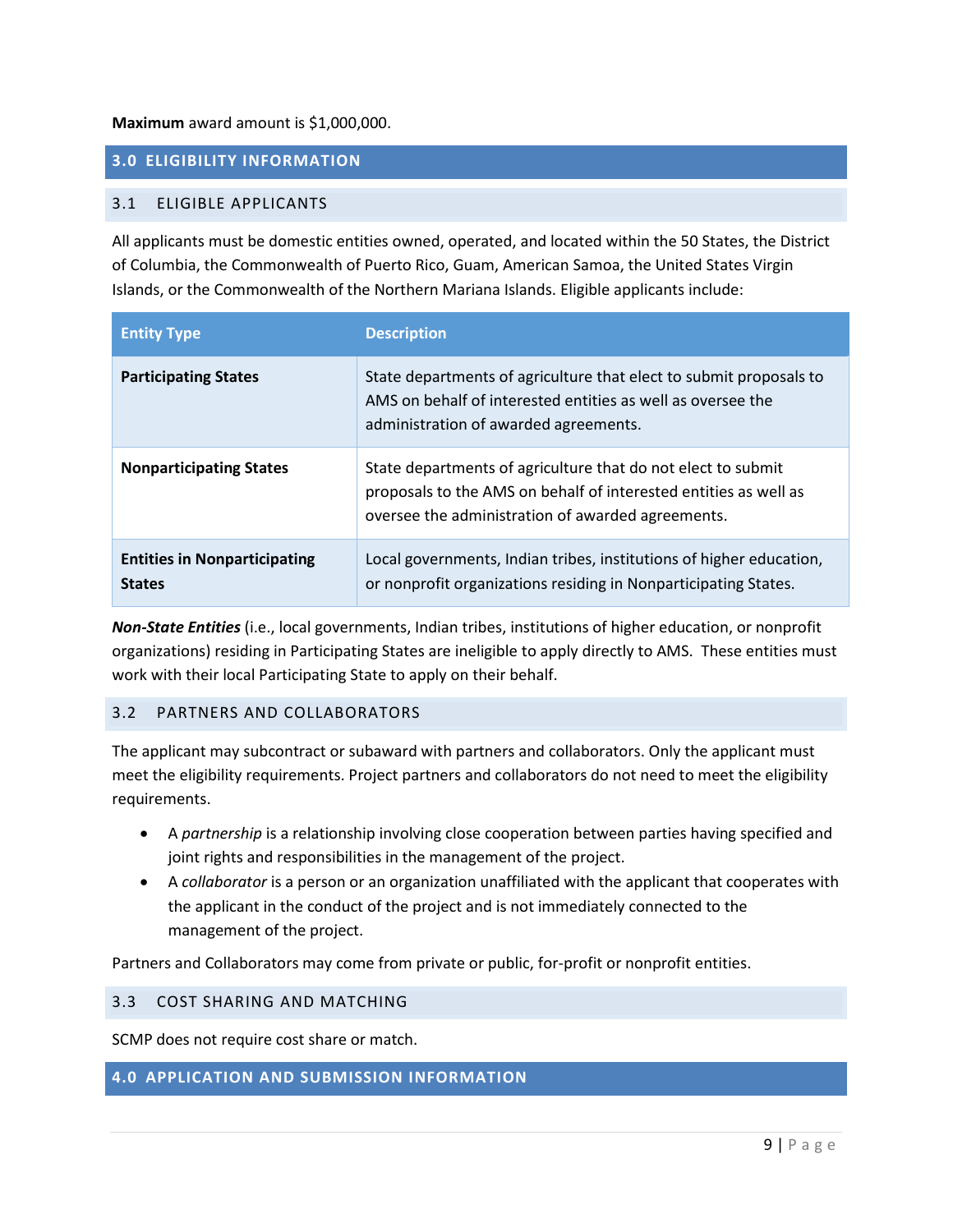**Maximum** award amount is $1,000,000.

## 3.0 ELIGIBILITY INFORMATION

### 3.1 ELIGIBLE APPLICANTS

All applicants must be domestic entities owned, operated, and located within the 50 States, the District of Columbia, the Commonwealth of Puerto Rico, Guam, American Samoa, the United States Virgin Islands, or the Commonwealth of the Northern Mariana Islands. Eligible applicants include:

| Entity Type | Description |
|---|---|
| **Participating States** | State departments of agriculture that elect to submit proposals to AMS on behalf of interested entities as well as oversee the administration of awarded agreements. |
| **Nonparticipating States** | State departments of agriculture that do not elect to submit proposals to the AMS on behalf of interested entities as well as oversee the administration of awarded agreements. |
| **Entities in Nonparticipating States** | Local governments, Indian tribes, institutions of higher education, or nonprofit organizations residing in Nonparticipating States. |

***Non-State Entities*** (i.e., local governments, Indian tribes, institutions of higher education, or nonprofit organizations) residing in Participating States are ineligible to apply directly to AMS. These entities must work with their local Participating State to apply on their behalf.

### 3.2 PARTNERS AND COLLABORATORS

The applicant may subcontract or subaward with partners and collaborators. Only the applicant must meet the eligibility requirements. Project partners and collaborators do not need to meet the eligibility requirements.

- A *partnership* is a relationship involving close cooperation between parties having specified and joint rights and responsibilities in the management of the project.
- A *collaborator* is a person or an organization unaffiliated with the applicant that cooperates with the applicant in the conduct of the project and is not immediately connected to the management of the project.

Partners and Collaborators may come from private or public, for-profit or nonprofit entities.

### 3.3 COST SHARING AND MATCHING

SCMP does not require cost share or match.

## 4.0 APPLICATION AND SUBMISSION INFORMATION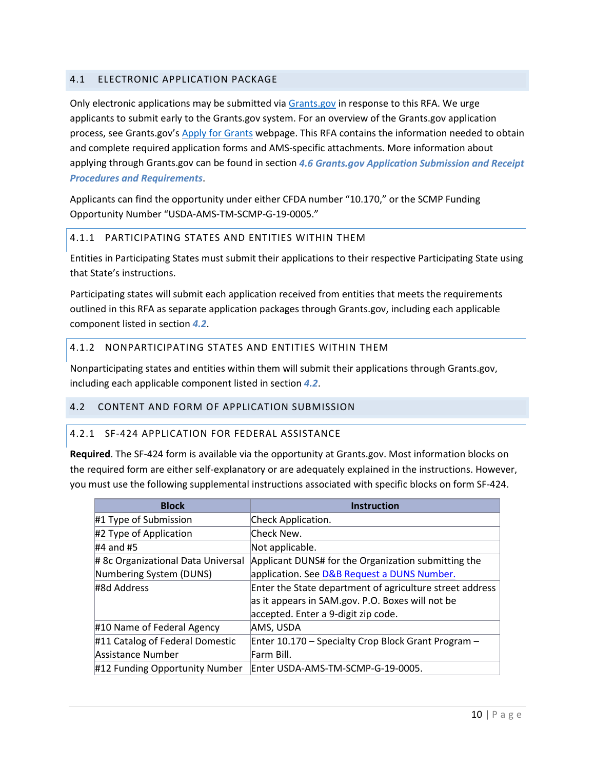## 4.1 ELECTRONIC APPLICATION PACKAGE

Only electronic applications may be submitted via Grants.gov in response to this RFA. We urge applicants to submit early to the Grants.gov system. For an overview of the Grants.gov application process, see Grants.gov's Apply for Grants webpage. This RFA contains the information needed to obtain and complete required application forms and AMS-specific attachments. More information about applying through Grants.gov can be found in section ***4.6 Grants.gov Application Submission and Receipt Procedures and Requirements***.

Applicants can find the opportunity under either CFDA number "10.170," or the SCMP Funding Opportunity Number "USDA-AMS-TM-SCMP-G-19-0005."

### 4.1.1 PARTICIPATING STATES AND ENTITIES WITHIN THEM

Entities in Participating States must submit their applications to their respective Participating State using that State's instructions.

Participating states will submit each application received from entities that meets the requirements outlined in this RFA as separate application packages through Grants.gov, including each applicable component listed in section ***4.2***.

### 4.1.2 NONPARTICIPATING STATES AND ENTITIES WITHIN THEM

Nonparticipating states and entities within them will submit their applications through Grants.gov, including each applicable component listed in section ***4.2***.

## 4.2 CONTENT AND FORM OF APPLICATION SUBMISSION

### 4.2.1 SF-424 APPLICATION FOR FEDERAL ASSISTANCE

**Required**. The SF-424 form is available via the opportunity at Grants.gov. Most information blocks on the required form are either self-explanatory or are adequately explained in the instructions. However, you must use the following supplemental instructions associated with specific blocks on form SF-424.

| Block | Instruction |
|---|---|
| #1 Type of Submission | Check Application. |
| #2 Type of Application | Check New. |
| #4 and #5 | Not applicable. |
| # 8c Organizational Data Universal Numbering System (DUNS) | Applicant DUNS# for the Organization submitting the application. See D&B Request a DUNS Number. |
| #8d Address | Enter the State department of agriculture street address as it appears in SAM.gov. P.O. Boxes will not be accepted. Enter a 9-digit zip code. |
| #10 Name of Federal Agency | AMS, USDA |
| #11 Catalog of Federal Domestic Assistance Number | Enter 10.170 – Specialty Crop Block Grant Program – Farm Bill. |
| #12 Funding Opportunity Number | Enter USDA-AMS-TM-SCMP-G-19-0005. |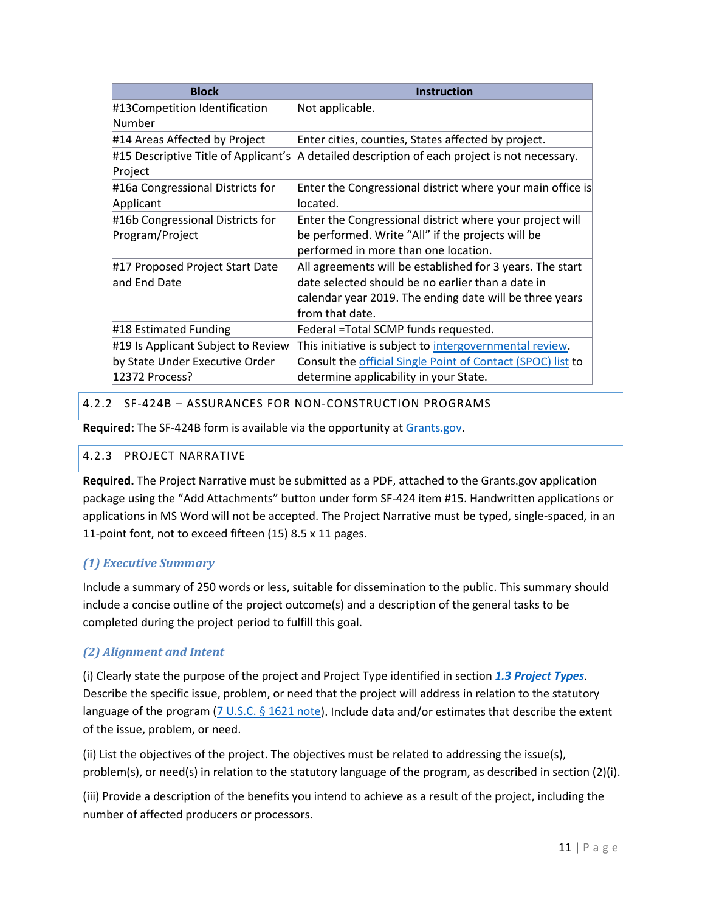| Block | Instruction |
| --- | --- |
| #13Competition Identification Number | Not applicable. |
| #14 Areas Affected by Project | Enter cities, counties, States affected by project. |
| #15 Descriptive Title of Applicant's Project | A detailed description of each project is not necessary. |
| #16a Congressional Districts for Applicant | Enter the Congressional district where your main office is located. |
| #16b Congressional Districts for Program/Project | Enter the Congressional district where your project will be performed. Write "All" if the projects will be performed in more than one location. |
| #17 Proposed Project Start Date and End Date | All agreements will be established for 3 years. The start date selected should be no earlier than a date in calendar year 2019. The ending date will be three years from that date. |
| #18 Estimated Funding | Federal =Total SCMP funds requested. |
| #19 Is Applicant Subject to Review by State Under Executive Order 12372 Process? | This initiative is subject to intergovernmental review. Consult the official Single Point of Contact (SPOC) list to determine applicability in your State. |

### 4.2.2 SF-424B – ASSURANCES FOR NON-CONSTRUCTION PROGRAMS

**Required:** The SF-424B form is available via the opportunity at Grants.gov.

### 4.2.3 PROJECT NARRATIVE

**Required.** The Project Narrative must be submitted as a PDF, attached to the Grants.gov application package using the "Add Attachments" button under form SF-424 item #15. Handwritten applications or applications in MS Word will not be accepted. The Project Narrative must be typed, single-spaced, in an 11-point font, not to exceed fifteen (15) 8.5 x 11 pages.

#### *(1) Executive Summary*

Include a summary of 250 words or less, suitable for dissemination to the public. This summary should include a concise outline of the project outcome(s) and a description of the general tasks to be completed during the project period to fulfill this goal.

#### *(2) Alignment and Intent*

(i) Clearly state the purpose of the project and Project Type identified in section ***1.3 Project Types***. Describe the specific issue, problem, or need that the project will address in relation to the statutory language of the program (7 U.S.C. § 1621 note). Include data and/or estimates that describe the extent of the issue, problem, or need.

(ii) List the objectives of the project. The objectives must be related to addressing the issue(s), problem(s), or need(s) in relation to the statutory language of the program, as described in section (2)(i).

(iii) Provide a description of the benefits you intend to achieve as a result of the project, including the number of affected producers or processors.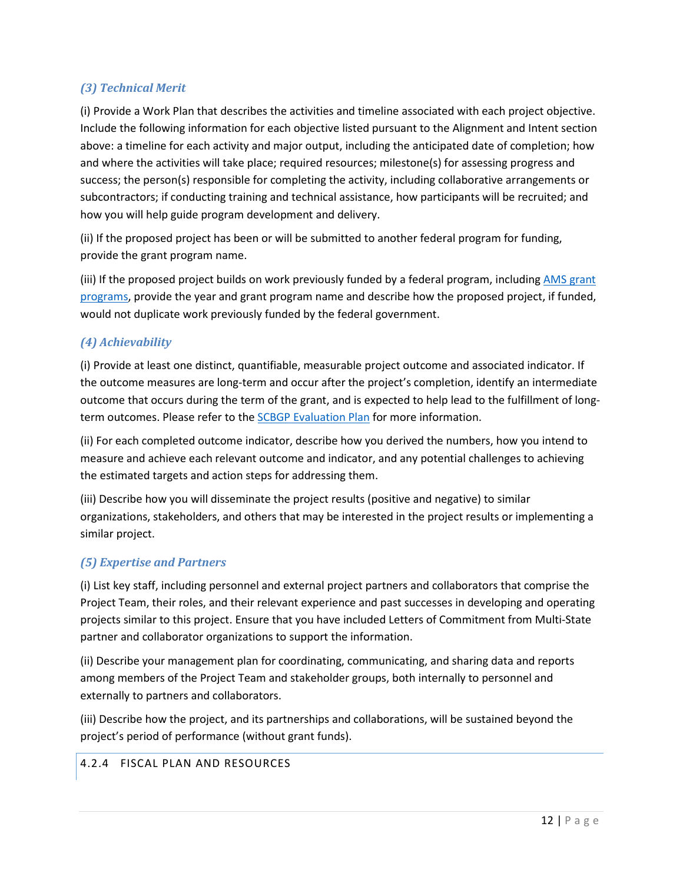### *(3) Technical Merit*

(i) Provide a Work Plan that describes the activities and timeline associated with each project objective. Include the following information for each objective listed pursuant to the Alignment and Intent section above: a timeline for each activity and major output, including the anticipated date of completion; how and where the activities will take place; required resources; milestone(s) for assessing progress and success; the person(s) responsible for completing the activity, including collaborative arrangements or subcontractors; if conducting training and technical assistance, how participants will be recruited; and how you will help guide program development and delivery.

(ii) If the proposed project has been or will be submitted to another federal program for funding, provide the grant program name.

(iii) If the proposed project builds on work previously funded by a federal program, including AMS grant programs, provide the year and grant program name and describe how the proposed project, if funded, would not duplicate work previously funded by the federal government.

### *(4) Achievability*

(i) Provide at least one distinct, quantifiable, measurable project outcome and associated indicator. If the outcome measures are long-term and occur after the project's completion, identify an intermediate outcome that occurs during the term of the grant, and is expected to help lead to the fulfillment of long-term outcomes. Please refer to the SCBGP Evaluation Plan for more information.

(ii) For each completed outcome indicator, describe how you derived the numbers, how you intend to measure and achieve each relevant outcome and indicator, and any potential challenges to achieving the estimated targets and action steps for addressing them.

(iii) Describe how you will disseminate the project results (positive and negative) to similar organizations, stakeholders, and others that may be interested in the project results or implementing a similar project.

### *(5) Expertise and Partners*

(i) List key staff, including personnel and external project partners and collaborators that comprise the Project Team, their roles, and their relevant experience and past successes in developing and operating projects similar to this project. Ensure that you have included Letters of Commitment from Multi-State partner and collaborator organizations to support the information.

(ii) Describe your management plan for coordinating, communicating, and sharing data and reports among members of the Project Team and stakeholder groups, both internally to personnel and externally to partners and collaborators.

(iii) Describe how the project, and its partnerships and collaborations, will be sustained beyond the project's period of performance (without grant funds).

## 4.2.4 FISCAL PLAN AND RESOURCES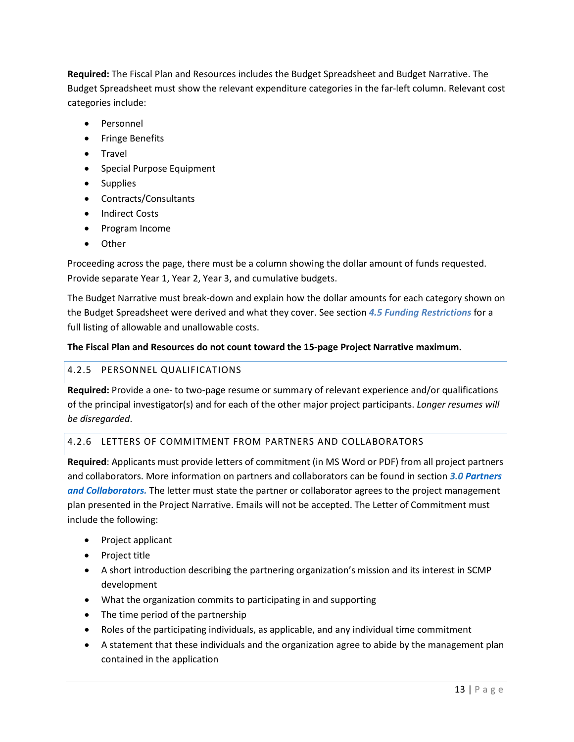**Required:** The Fiscal Plan and Resources includes the Budget Spreadsheet and Budget Narrative. The Budget Spreadsheet must show the relevant expenditure categories in the far-left column. Relevant cost categories include:

- Personnel
- Fringe Benefits
- Travel
- Special Purpose Equipment
- Supplies
- Contracts/Consultants
- Indirect Costs
- Program Income
- Other

Proceeding across the page, there must be a column showing the dollar amount of funds requested. Provide separate Year 1, Year 2, Year 3, and cumulative budgets.

The Budget Narrative must break-down and explain how the dollar amounts for each category shown on the Budget Spreadsheet were derived and what they cover. See section ***4.5 Funding Restrictions*** for a full listing of allowable and unallowable costs.

**The Fiscal Plan and Resources do not count toward the 15-page Project Narrative maximum.**

### 4.2.5 PERSONNEL QUALIFICATIONS

**Required:** Provide a one- to two-page resume or summary of relevant experience and/or qualifications of the principal investigator(s) and for each of the other major project participants. *Longer resumes will be disregarded*.

### 4.2.6 LETTERS OF COMMITMENT FROM PARTNERS AND COLLABORATORS

**Required**: Applicants must provide letters of commitment (in MS Word or PDF) from all project partners and collaborators. More information on partners and collaborators can be found in section ***3.0 Partners and Collaborators.*** The letter must state the partner or collaborator agrees to the project management plan presented in the Project Narrative. Emails will not be accepted. The Letter of Commitment must include the following:

- Project applicant
- Project title
- A short introduction describing the partnering organization's mission and its interest in SCMP development
- What the organization commits to participating in and supporting
- The time period of the partnership
- Roles of the participating individuals, as applicable, and any individual time commitment
- A statement that these individuals and the organization agree to abide by the management plan contained in the application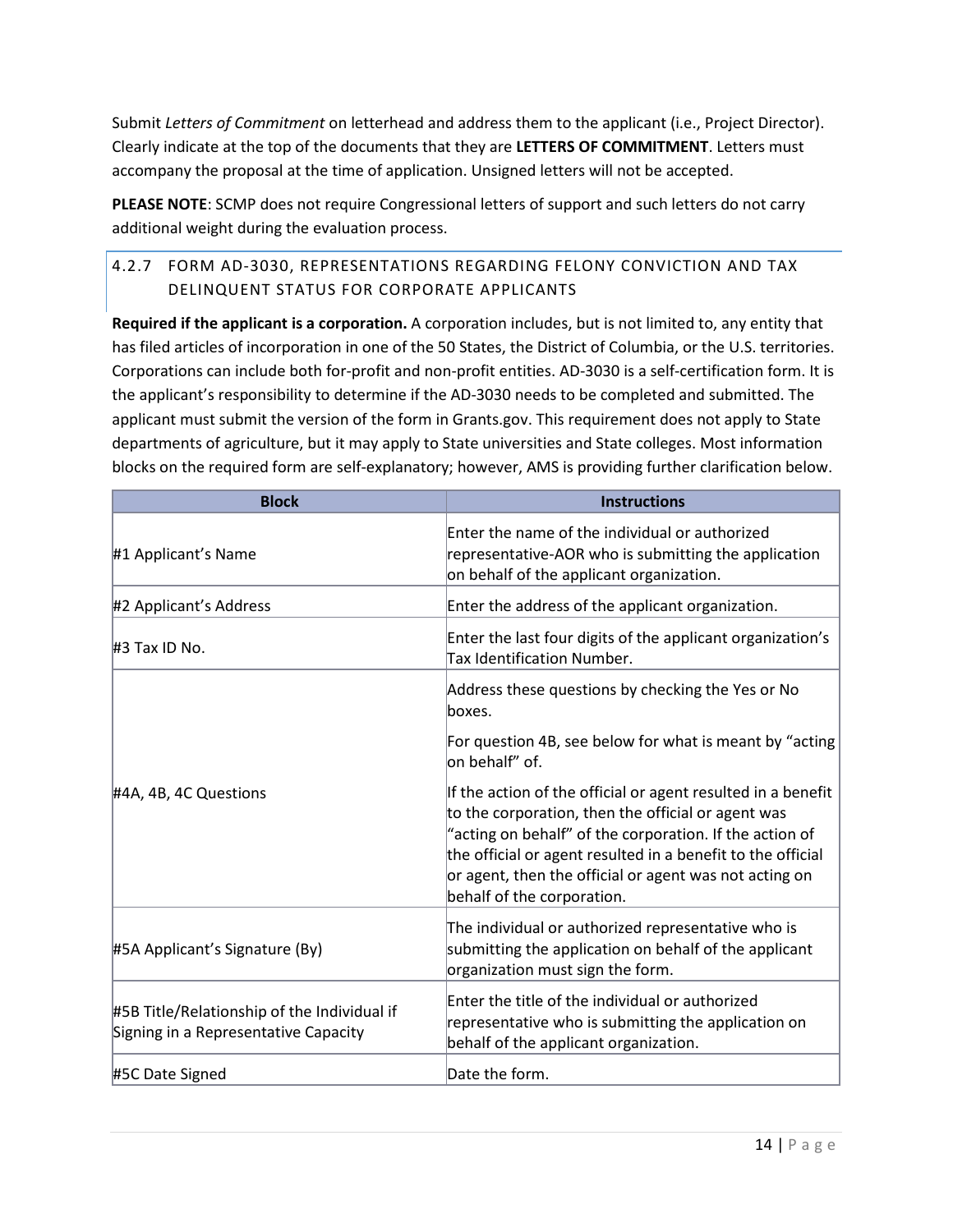Submit *Letters of Commitment* on letterhead and address them to the applicant (i.e., Project Director). Clearly indicate at the top of the documents that they are **LETTERS OF COMMITMENT**. Letters must accompany the proposal at the time of application. Unsigned letters will not be accepted.

**PLEASE NOTE**: SCMP does not require Congressional letters of support and such letters do not carry additional weight during the evaluation process.

### 4.2.7 FORM AD-3030, REPRESENTATIONS REGARDING FELONY CONVICTION AND TAX DELINQUENT STATUS FOR CORPORATE APPLICANTS

**Required if the applicant is a corporation.** A corporation includes, but is not limited to, any entity that has filed articles of incorporation in one of the 50 States, the District of Columbia, or the U.S. territories. Corporations can include both for-profit and non-profit entities. AD-3030 is a self-certification form. It is the applicant's responsibility to determine if the AD-3030 needs to be completed and submitted. The applicant must submit the version of the form in Grants.gov. This requirement does not apply to State departments of agriculture, but it may apply to State universities and State colleges. Most information blocks on the required form are self-explanatory; however, AMS is providing further clarification below.

| Block | Instructions |
|---|---|
| #1 Applicant's Name | Enter the name of the individual or authorized representative-AOR who is submitting the application on behalf of the applicant organization. |
| #2 Applicant's Address | Enter the address of the applicant organization. |
| #3 Tax ID No. | Enter the last four digits of the applicant organization's Tax Identification Number. |
| #4A, 4B, 4C Questions | Address these questions by checking the Yes or No boxes.<br><br>For question 4B, see below for what is meant by "acting on behalf" of.<br><br>If the action of the official or agent resulted in a benefit to the corporation, then the official or agent was "acting on behalf" of the corporation. If the action of the official or agent resulted in a benefit to the official or agent, then the official or agent was not acting on behalf of the corporation. |
| #5A Applicant's Signature (By) | The individual or authorized representative who is submitting the application on behalf of the applicant organization must sign the form. |
| #5B Title/Relationship of the Individual if Signing in a Representative Capacity | Enter the title of the individual or authorized representative who is submitting the application on behalf of the applicant organization. |
| #5C Date Signed | Date the form. |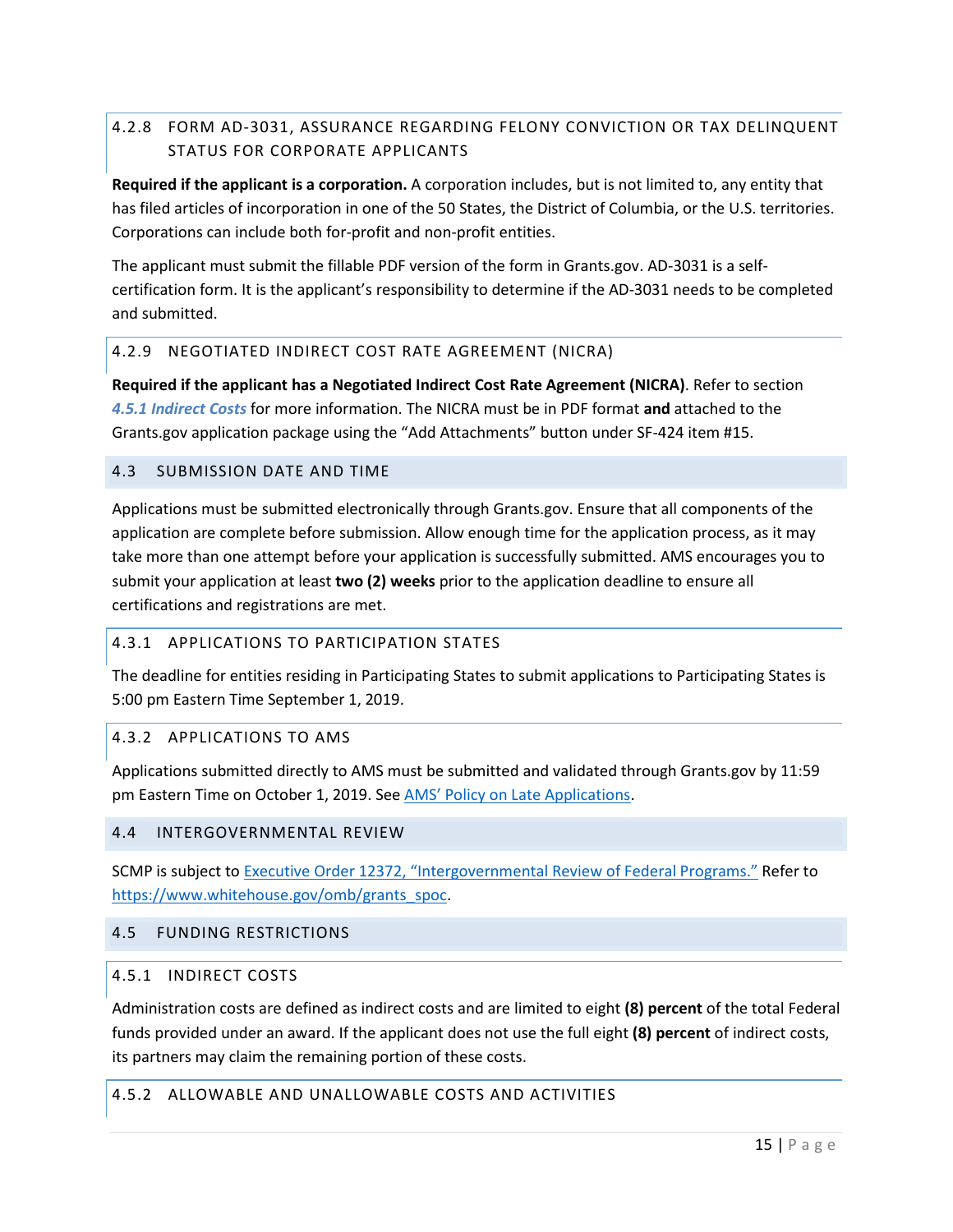### 4.2.8 FORM AD-3031, ASSURANCE REGARDING FELONY CONVICTION OR TAX DELINQUENT STATUS FOR CORPORATE APPLICANTS

**Required if the applicant is a corporation.** A corporation includes, but is not limited to, any entity that has filed articles of incorporation in one of the 50 States, the District of Columbia, or the U.S. territories. Corporations can include both for-profit and non-profit entities.

The applicant must submit the fillable PDF version of the form in Grants.gov. AD-3031 is a self-certification form. It is the applicant's responsibility to determine if the AD-3031 needs to be completed and submitted.

### 4.2.9 NEGOTIATED INDIRECT COST RATE AGREEMENT (NICRA)

**Required if the applicant has a Negotiated Indirect Cost Rate Agreement (NICRA)**. Refer to section ***4.5.1 Indirect Costs*** for more information. The NICRA must be in PDF format **and** attached to the Grants.gov application package using the "Add Attachments" button under SF-424 item #15.

## 4.3 SUBMISSION DATE AND TIME

Applications must be submitted electronically through Grants.gov. Ensure that all components of the application are complete before submission. Allow enough time for the application process, as it may take more than one attempt before your application is successfully submitted. AMS encourages you to submit your application at least **two (2) weeks** prior to the application deadline to ensure all certifications and registrations are met.

### 4.3.1 APPLICATIONS TO PARTICIPATION STATES

The deadline for entities residing in Participating States to submit applications to Participating States is 5:00 pm Eastern Time September 1, 2019.

### 4.3.2 APPLICATIONS TO AMS

Applications submitted directly to AMS must be submitted and validated through Grants.gov by 11:59 pm Eastern Time on October 1, 2019. See AMS' Policy on Late Applications.

## 4.4 INTERGOVERNMENTAL REVIEW

SCMP is subject to Executive Order 12372, "Intergovernmental Review of Federal Programs." Refer to https://www.whitehouse.gov/omb/grants_spoc.

## 4.5 FUNDING RESTRICTIONS

### 4.5.1 INDIRECT COSTS

Administration costs are defined as indirect costs and are limited to eight **(8) percent** of the total Federal funds provided under an award. If the applicant does not use the full eight **(8) percent** of indirect costs, its partners may claim the remaining portion of these costs.

### 4.5.2 ALLOWABLE AND UNALLOWABLE COSTS AND ACTIVITIES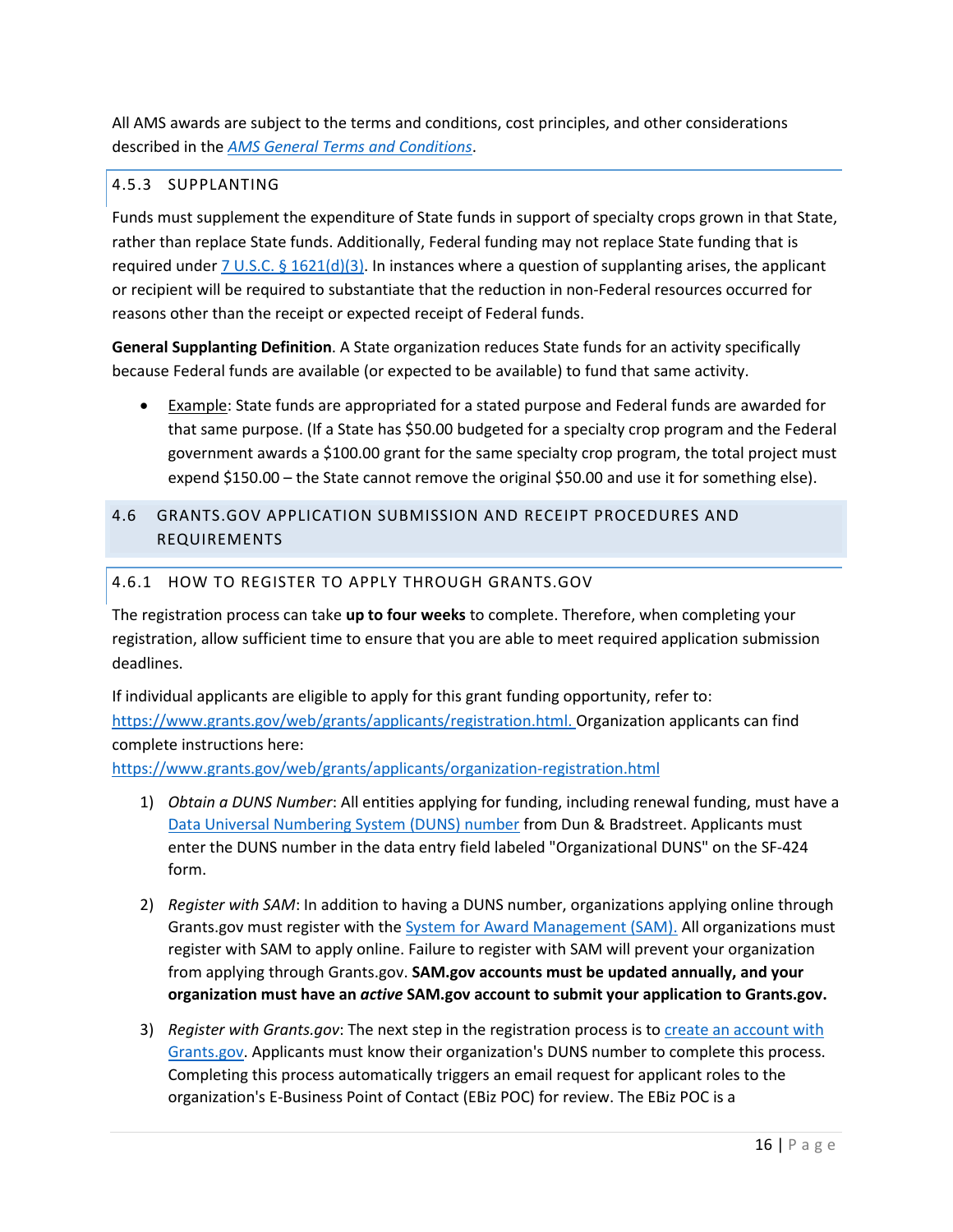All AMS awards are subject to the terms and conditions, cost principles, and other considerations described in the [*AMS General Terms and Conditions*](#).

### 4.5.3 SUPPLANTING

Funds must supplement the expenditure of State funds in support of specialty crops grown in that State, rather than replace State funds. Additionally, Federal funding may not replace State funding that is required under [7 U.S.C. § 1621(d)(3)](#). In instances where a question of supplanting arises, the applicant or recipient will be required to substantiate that the reduction in non-Federal resources occurred for reasons other than the receipt or expected receipt of Federal funds.

**General Supplanting Definition**. A State organization reduces State funds for an activity specifically because Federal funds are available (or expected to be available) to fund that same activity.

- Example: State funds are appropriated for a stated purpose and Federal funds are awarded for that same purpose. (If a State has $50.00 budgeted for a specialty crop program and the Federal government awards a $100.00 grant for the same specialty crop program, the total project must expend $150.00 – the State cannot remove the original $50.00 and use it for something else).

## 4.6 GRANTS.GOV APPLICATION SUBMISSION AND RECEIPT PROCEDURES AND REQUIREMENTS

### 4.6.1 HOW TO REGISTER TO APPLY THROUGH GRANTS.GOV

The registration process can take **up to four weeks** to complete. Therefore, when completing your registration, allow sufficient time to ensure that you are able to meet required application submission deadlines.

If individual applicants are eligible to apply for this grant funding opportunity, refer to: https://www.grants.gov/web/grants/applicants/registration.html. Organization applicants can find complete instructions here: https://www.grants.gov/web/grants/applicants/organization-registration.html

1) *Obtain a DUNS Number*: All entities applying for funding, including renewal funding, must have a [Data Universal Numbering System (DUNS) number](#) from Dun & Bradstreet. Applicants must enter the DUNS number in the data entry field labeled "Organizational DUNS" on the SF-424 form.

2) *Register with SAM*: In addition to having a DUNS number, organizations applying online through Grants.gov must register with the [System for Award Management (SAM).](#) All organizations must register with SAM to apply online. Failure to register with SAM will prevent your organization from applying through Grants.gov. **SAM.gov accounts must be updated annually, and your organization must have an *active* SAM.gov account to submit your application to Grants.gov.**

3) *Register with Grants.gov*: The next step in the registration process is to [create an account with Grants.gov](#). Applicants must know their organization's DUNS number to complete this process. Completing this process automatically triggers an email request for applicant roles to the organization's E-Business Point of Contact (EBiz POC) for review. The EBiz POC is a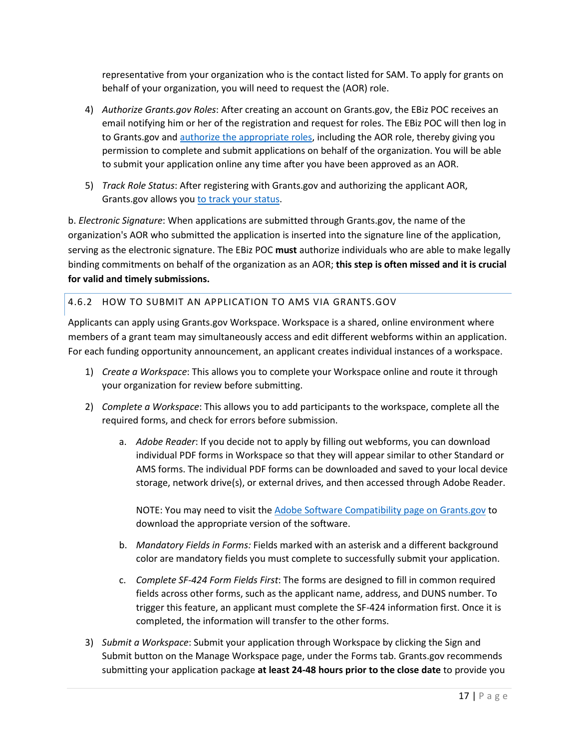representative from your organization who is the contact listed for SAM. To apply for grants on behalf of your organization, you will need to request the (AOR) role.

4) *Authorize Grants.gov Roles*: After creating an account on Grants.gov, the EBiz POC receives an email notifying him or her of the registration and request for roles. The EBiz POC will then log in to Grants.gov and authorize the appropriate roles, including the AOR role, thereby giving you permission to complete and submit applications on behalf of the organization. You will be able to submit your application online any time after you have been approved as an AOR.

5) *Track Role Status*: After registering with Grants.gov and authorizing the applicant AOR, Grants.gov allows you to track your status.

b. *Electronic Signature*: When applications are submitted through Grants.gov, the name of the organization's AOR who submitted the application is inserted into the signature line of the application, serving as the electronic signature. The EBiz POC **must** authorize individuals who are able to make legally binding commitments on behalf of the organization as an AOR; **this step is often missed and it is crucial for valid and timely submissions.**

### 4.6.2 HOW TO SUBMIT AN APPLICATION TO AMS VIA GRANTS.GOV

Applicants can apply using Grants.gov Workspace. Workspace is a shared, online environment where members of a grant team may simultaneously access and edit different webforms within an application. For each funding opportunity announcement, an applicant creates individual instances of a workspace.

1) *Create a Workspace*: This allows you to complete your Workspace online and route it through your organization for review before submitting.

2) *Complete a Workspace*: This allows you to add participants to the workspace, complete all the required forms, and check for errors before submission.

    a. *Adobe Reader*: If you decide not to apply by filling out webforms, you can download individual PDF forms in Workspace so that they will appear similar to other Standard or AMS forms. The individual PDF forms can be downloaded and saved to your local device storage, network drive(s), or external drives, and then accessed through Adobe Reader.

       NOTE: You may need to visit the Adobe Software Compatibility page on Grants.gov to download the appropriate version of the software.

    b. *Mandatory Fields in Forms:* Fields marked with an asterisk and a different background color are mandatory fields you must complete to successfully submit your application.

    c. *Complete SF-424 Form Fields First*: The forms are designed to fill in common required fields across other forms, such as the applicant name, address, and DUNS number. To trigger this feature, an applicant must complete the SF-424 information first. Once it is completed, the information will transfer to the other forms.

3) *Submit a Workspace*: Submit your application through Workspace by clicking the Sign and Submit button on the Manage Workspace page, under the Forms tab. Grants.gov recommends submitting your application package **at least 24-48 hours prior to the close date** to provide you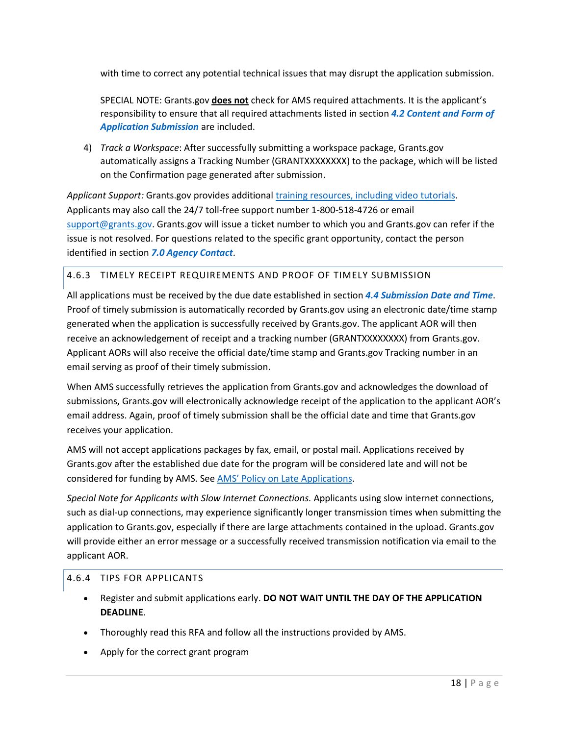with time to correct any potential technical issues that may disrupt the application submission.

SPECIAL NOTE: Grants.gov **does not** check for AMS required attachments. It is the applicant's responsibility to ensure that all required attachments listed in section ***4.2 Content and Form of Application Submission*** are included.

4) *Track a Workspace*: After successfully submitting a workspace package, Grants.gov automatically assigns a Tracking Number (GRANTXXXXXXXX) to the package, which will be listed on the Confirmation page generated after submission.

*Applicant Support:* Grants.gov provides additional training resources, including video tutorials. Applicants may also call the 24/7 toll-free support number 1-800-518-4726 or email support@grants.gov. Grants.gov will issue a ticket number to which you and Grants.gov can refer if the issue is not resolved. For questions related to the specific grant opportunity, contact the person identified in section ***7.0 Agency Contact***.

### 4.6.3 TIMELY RECEIPT REQUIREMENTS AND PROOF OF TIMELY SUBMISSION

All applications must be received by the due date established in section ***4.4 Submission Date and Time***. Proof of timely submission is automatically recorded by Grants.gov using an electronic date/time stamp generated when the application is successfully received by Grants.gov. The applicant AOR will then receive an acknowledgement of receipt and a tracking number (GRANTXXXXXXXX) from Grants.gov. Applicant AORs will also receive the official date/time stamp and Grants.gov Tracking number in an email serving as proof of their timely submission.

When AMS successfully retrieves the application from Grants.gov and acknowledges the download of submissions, Grants.gov will electronically acknowledge receipt of the application to the applicant AOR's email address. Again, proof of timely submission shall be the official date and time that Grants.gov receives your application.

AMS will not accept applications packages by fax, email, or postal mail. Applications received by Grants.gov after the established due date for the program will be considered late and will not be considered for funding by AMS. See AMS' Policy on Late Applications.

*Special Note for Applicants with Slow Internet Connections.* Applicants using slow internet connections, such as dial-up connections, may experience significantly longer transmission times when submitting the application to Grants.gov, especially if there are large attachments contained in the upload. Grants.gov will provide either an error message or a successfully received transmission notification via email to the applicant AOR.

### 4.6.4 TIPS FOR APPLICANTS

- Register and submit applications early. **DO NOT WAIT UNTIL THE DAY OF THE APPLICATION DEADLINE**.
- Thoroughly read this RFA and follow all the instructions provided by AMS.
- Apply for the correct grant program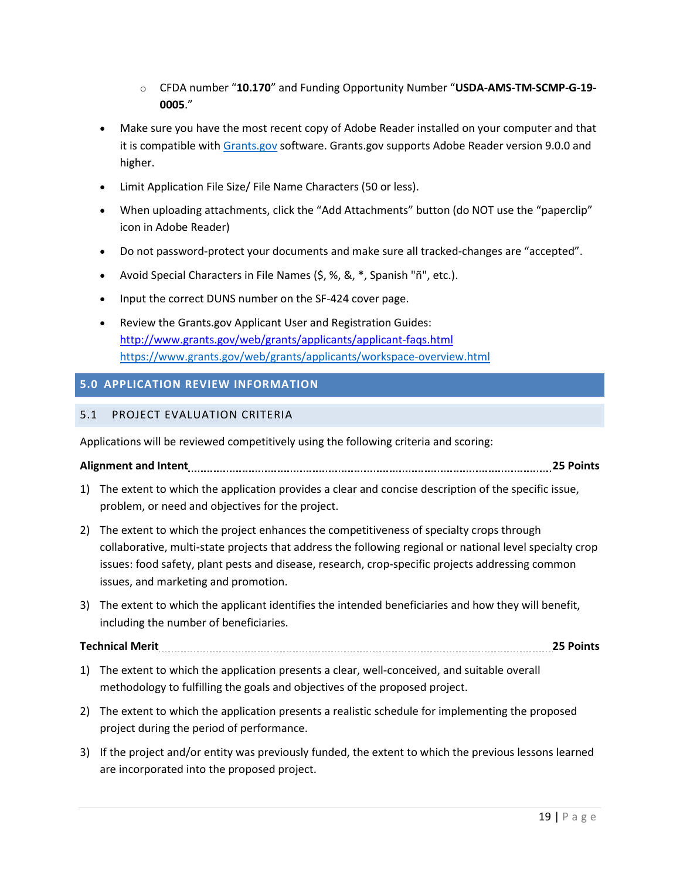- CFDA number “**10.170**” and Funding Opportunity Number “**USDA-AMS-TM-SCMP-G-19-0005**.”

- Make sure you have the most recent copy of Adobe Reader installed on your computer and that it is compatible with [Grants.gov](Grants.gov) software. Grants.gov supports Adobe Reader version 9.0.0 and higher.
- Limit Application File Size/ File Name Characters (50 or less).
- When uploading attachments, click the “Add Attachments” button (do NOT use the “paperclip” icon in Adobe Reader)
- Do not password-protect your documents and make sure all tracked-changes are “accepted”.
- Avoid Special Characters in File Names ($, %, &, *, Spanish "ñ", etc.).
- Input the correct DUNS number on the SF-424 cover page.
- Review the Grants.gov Applicant User and Registration Guides:
  http://www.grants.gov/web/grants/applicants/applicant-faqs.html
  https://www.grants.gov/web/grants/applicants/workspace-overview.html

# 5.0 APPLICATION REVIEW INFORMATION

## 5.1 PROJECT EVALUATION CRITERIA

Applications will be reviewed competitively using the following criteria and scoring:

**Alignment and Intent ........................................................................................ 25 Points**

1) The extent to which the application provides a clear and concise description of the specific issue, problem, or need and objectives for the project.
2) The extent to which the project enhances the competitiveness of specialty crops through collaborative, multi-state projects that address the following regional or national level specialty crop issues: food safety, plant pests and disease, research, crop-specific projects addressing common issues, and marketing and promotion.
3) The extent to which the applicant identifies the intended beneficiaries and how they will benefit, including the number of beneficiaries.

**Technical Merit ................................................................................................ 25 Points**

1) The extent to which the application presents a clear, well-conceived, and suitable overall methodology to fulfilling the goals and objectives of the proposed project.
2) The extent to which the application presents a realistic schedule for implementing the proposed project during the period of performance.
3) If the project and/or entity was previously funded, the extent to which the previous lessons learned are incorporated into the proposed project.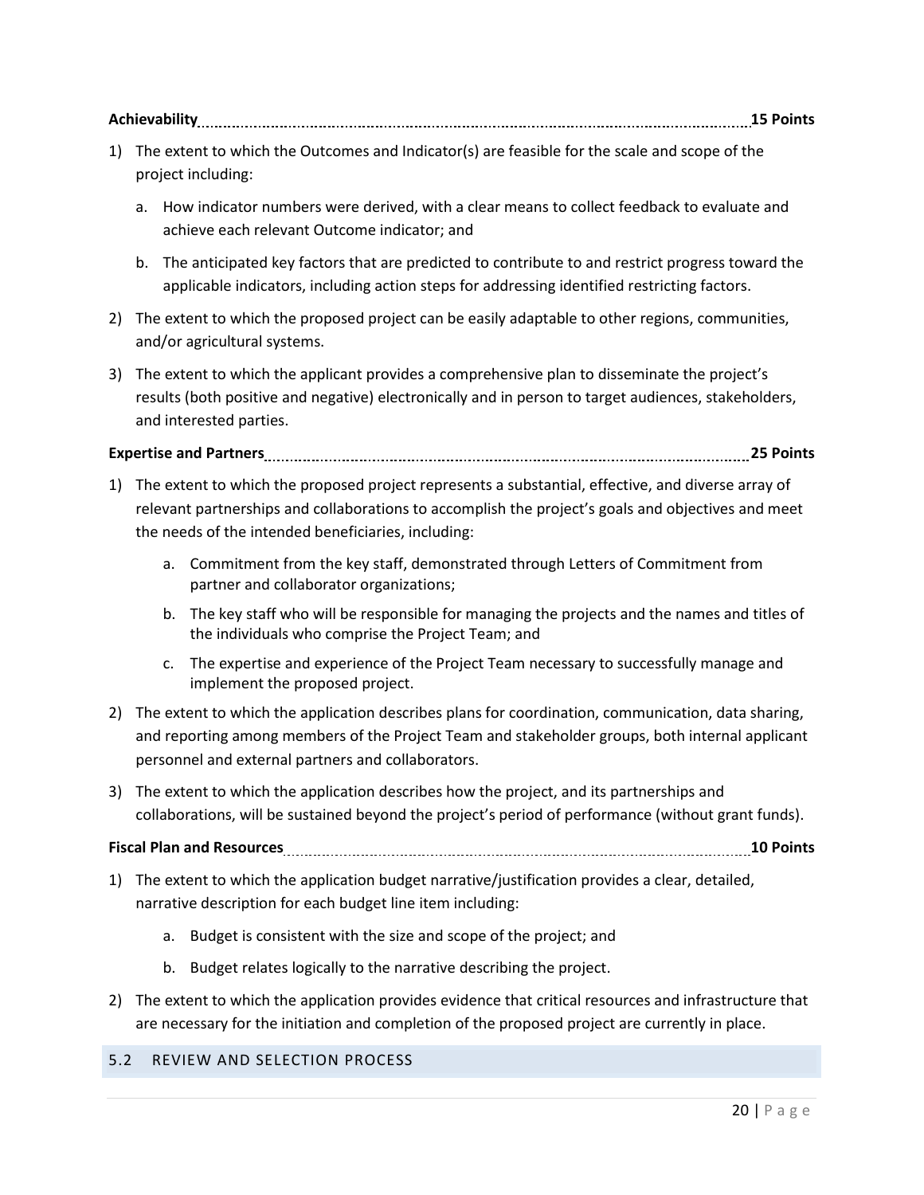**Achievability** ........................................................................................................................ **15 Points**

1) The extent to which the Outcomes and Indicator(s) are feasible for the scale and scope of the project including:

   a. How indicator numbers were derived, with a clear means to collect feedback to evaluate and achieve each relevant Outcome indicator; and

   b. The anticipated key factors that are predicted to contribute to and restrict progress toward the applicable indicators, including action steps for addressing identified restricting factors.

2) The extent to which the proposed project can be easily adaptable to other regions, communities, and/or agricultural systems.

3) The extent to which the applicant provides a comprehensive plan to disseminate the project's results (both positive and negative) electronically and in person to target audiences, stakeholders, and interested parties.

**Expertise and Partners** ........................................................................................................ **25 Points**

1) The extent to which the proposed project represents a substantial, effective, and diverse array of relevant partnerships and collaborations to accomplish the project's goals and objectives and meet the needs of the intended beneficiaries, including:

   a. Commitment from the key staff, demonstrated through Letters of Commitment from partner and collaborator organizations;

   b. The key staff who will be responsible for managing the projects and the names and titles of the individuals who comprise the Project Team; and

   c. The expertise and experience of the Project Team necessary to successfully manage and implement the proposed project.

2) The extent to which the application describes plans for coordination, communication, data sharing, and reporting among members of the Project Team and stakeholder groups, both internal applicant personnel and external partners and collaborators.

3) The extent to which the application describes how the project, and its partnerships and collaborations, will be sustained beyond the project's period of performance (without grant funds).

**Fiscal Plan and Resources** .................................................................................................... **10 Points**

1) The extent to which the application budget narrative/justification provides a clear, detailed, narrative description for each budget line item including:

   a. Budget is consistent with the size and scope of the project; and

   b. Budget relates logically to the narrative describing the project.

2) The extent to which the application provides evidence that critical resources and infrastructure that are necessary for the initiation and completion of the proposed project are currently in place.

## 5.2 REVIEW AND SELECTION PROCESS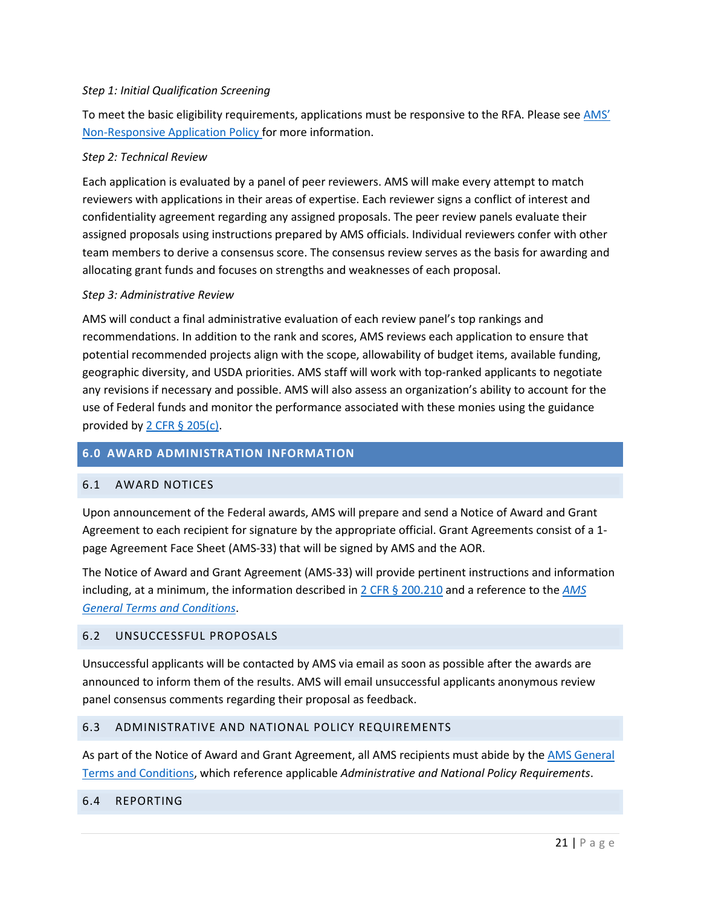*Step 1: Initial Qualification Screening*

To meet the basic eligibility requirements, applications must be responsive to the RFA. Please see [AMS' Non-Responsive Application Policy](#) for more information.

*Step 2: Technical Review*

Each application is evaluated by a panel of peer reviewers. AMS will make every attempt to match reviewers with applications in their areas of expertise. Each reviewer signs a conflict of interest and confidentiality agreement regarding any assigned proposals. The peer review panels evaluate their assigned proposals using instructions prepared by AMS officials. Individual reviewers confer with other team members to derive a consensus score. The consensus review serves as the basis for awarding and allocating grant funds and focuses on strengths and weaknesses of each proposal.

*Step 3: Administrative Review*

AMS will conduct a final administrative evaluation of each review panel's top rankings and recommendations. In addition to the rank and scores, AMS reviews each application to ensure that potential recommended projects align with the scope, allowability of budget items, available funding, geographic diversity, and USDA priorities. AMS staff will work with top-ranked applicants to negotiate any revisions if necessary and possible. AMS will also assess an organization's ability to account for the use of Federal funds and monitor the performance associated with these monies using the guidance provided by [2 CFR § 205(c)](#).

## 6.0 AWARD ADMINISTRATION INFORMATION

### 6.1 AWARD NOTICES

Upon announcement of the Federal awards, AMS will prepare and send a Notice of Award and Grant Agreement to each recipient for signature by the appropriate official. Grant Agreements consist of a 1-page Agreement Face Sheet (AMS-33) that will be signed by AMS and the AOR.

The Notice of Award and Grant Agreement (AMS-33) will provide pertinent instructions and information including, at a minimum, the information described in [2 CFR § 200.210](#) and a reference to the [*AMS General Terms and Conditions*](#).

### 6.2 UNSUCCESSFUL PROPOSALS

Unsuccessful applicants will be contacted by AMS via email as soon as possible after the awards are announced to inform them of the results. AMS will email unsuccessful applicants anonymous review panel consensus comments regarding their proposal as feedback.

### 6.3 ADMINISTRATIVE AND NATIONAL POLICY REQUIREMENTS

As part of the Notice of Award and Grant Agreement, all AMS recipients must abide by the [AMS General Terms and Conditions](#), which reference applicable *Administrative and National Policy Requirements*.

### 6.4 REPORTING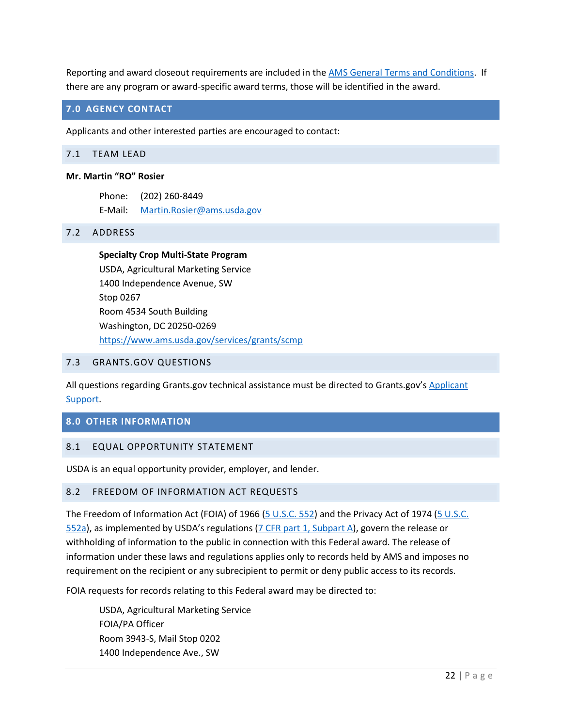Reporting and award closeout requirements are included in the [AMS General Terms and Conditions](). If there are any program or award-specific award terms, those will be identified in the award.

## 7.0 AGENCY CONTACT

Applicants and other interested parties are encouraged to contact:

### 7.1 TEAM LEAD

**Mr. Martin "RO" Rosier**

Phone: (202) 260-8449
E-Mail: Martin.Rosier@ams.usda.gov

### 7.2 ADDRESS

**Specialty Crop Multi-State Program**
USDA, Agricultural Marketing Service
1400 Independence Avenue, SW
Stop 0267
Room 4534 South Building
Washington, DC 20250-0269
https://www.ams.usda.gov/services/grants/scmp

### 7.3 GRANTS.GOV QUESTIONS

All questions regarding Grants.gov technical assistance must be directed to Grants.gov's Applicant Support.

## 8.0 OTHER INFORMATION

### 8.1 EQUAL OPPORTUNITY STATEMENT

USDA is an equal opportunity provider, employer, and lender.

### 8.2 FREEDOM OF INFORMATION ACT REQUESTS

The Freedom of Information Act (FOIA) of 1966 (5 U.S.C. 552) and the Privacy Act of 1974 (5 U.S.C. 552a), as implemented by USDA's regulations (7 CFR part 1, Subpart A), govern the release or withholding of information to the public in connection with this Federal award. The release of information under these laws and regulations applies only to records held by AMS and imposes no requirement on the recipient or any subrecipient to permit or deny public access to its records.

FOIA requests for records relating to this Federal award may be directed to:

USDA, Agricultural Marketing Service
FOIA/PA Officer
Room 3943-S, Mail Stop 0202
1400 Independence Ave., SW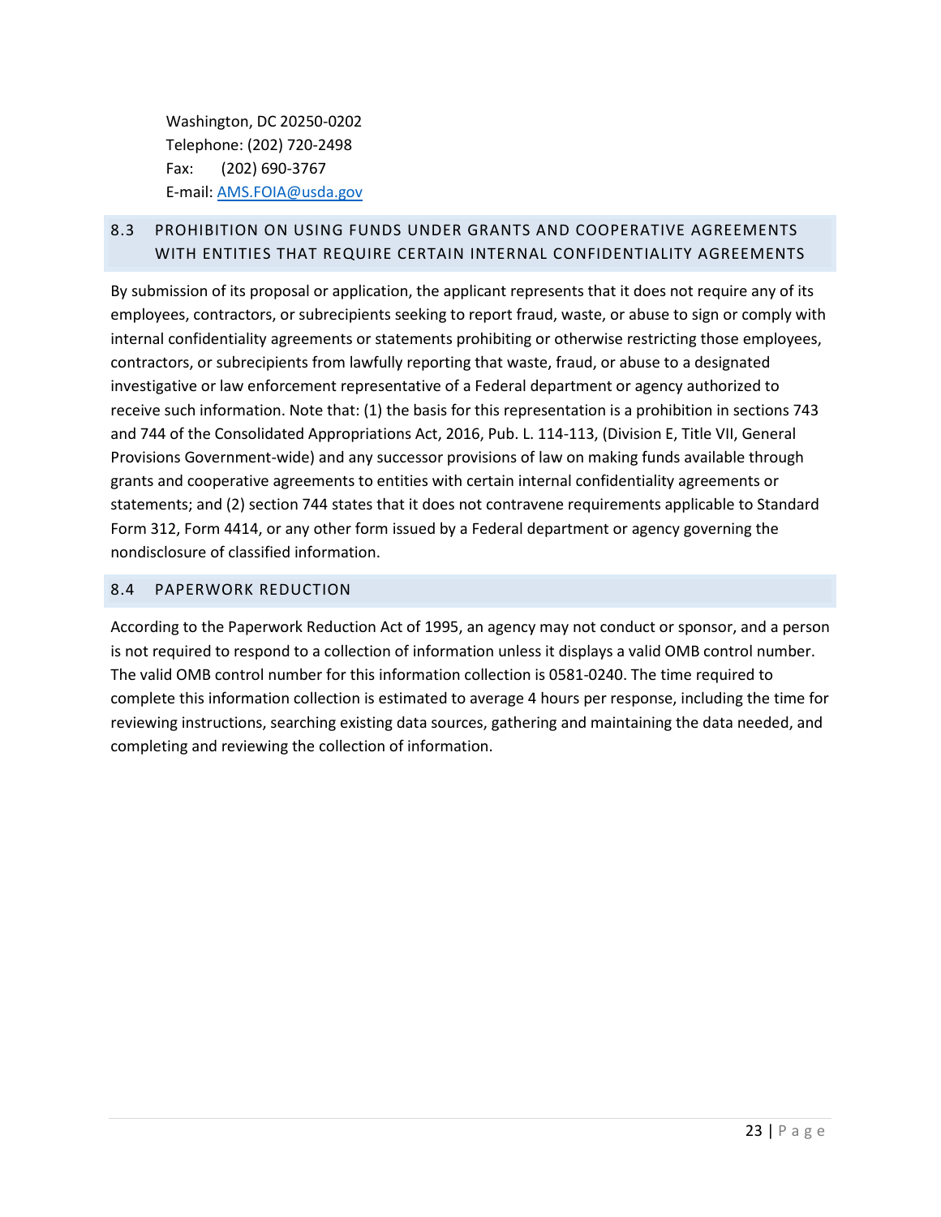Washington, DC 20250-0202
Telephone: (202) 720-2498
Fax: (202) 690-3767
E-mail: [AMS.FOIA@usda.gov](mailto:AMS.FOIA@usda.gov)

## 8.3 PROHIBITION ON USING FUNDS UNDER GRANTS AND COOPERATIVE AGREEMENTS WITH ENTITIES THAT REQUIRE CERTAIN INTERNAL CONFIDENTIALITY AGREEMENTS

By submission of its proposal or application, the applicant represents that it does not require any of its employees, contractors, or subrecipients seeking to report fraud, waste, or abuse to sign or comply with internal confidentiality agreements or statements prohibiting or otherwise restricting those employees, contractors, or subrecipients from lawfully reporting that waste, fraud, or abuse to a designated investigative or law enforcement representative of a Federal department or agency authorized to receive such information. Note that: (1) the basis for this representation is a prohibition in sections 743 and 744 of the Consolidated Appropriations Act, 2016, Pub. L. 114-113, (Division E, Title VII, General Provisions Government-wide) and any successor provisions of law on making funds available through grants and cooperative agreements to entities with certain internal confidentiality agreements or statements; and (2) section 744 states that it does not contravene requirements applicable to Standard Form 312, Form 4414, or any other form issued by a Federal department or agency governing the nondisclosure of classified information.

## 8.4 PAPERWORK REDUCTION

According to the Paperwork Reduction Act of 1995, an agency may not conduct or sponsor, and a person is not required to respond to a collection of information unless it displays a valid OMB control number. The valid OMB control number for this information collection is 0581-0240. The time required to complete this information collection is estimated to average 4 hours per response, including the time for reviewing instructions, searching existing data sources, gathering and maintaining the data needed, and completing and reviewing the collection of information.